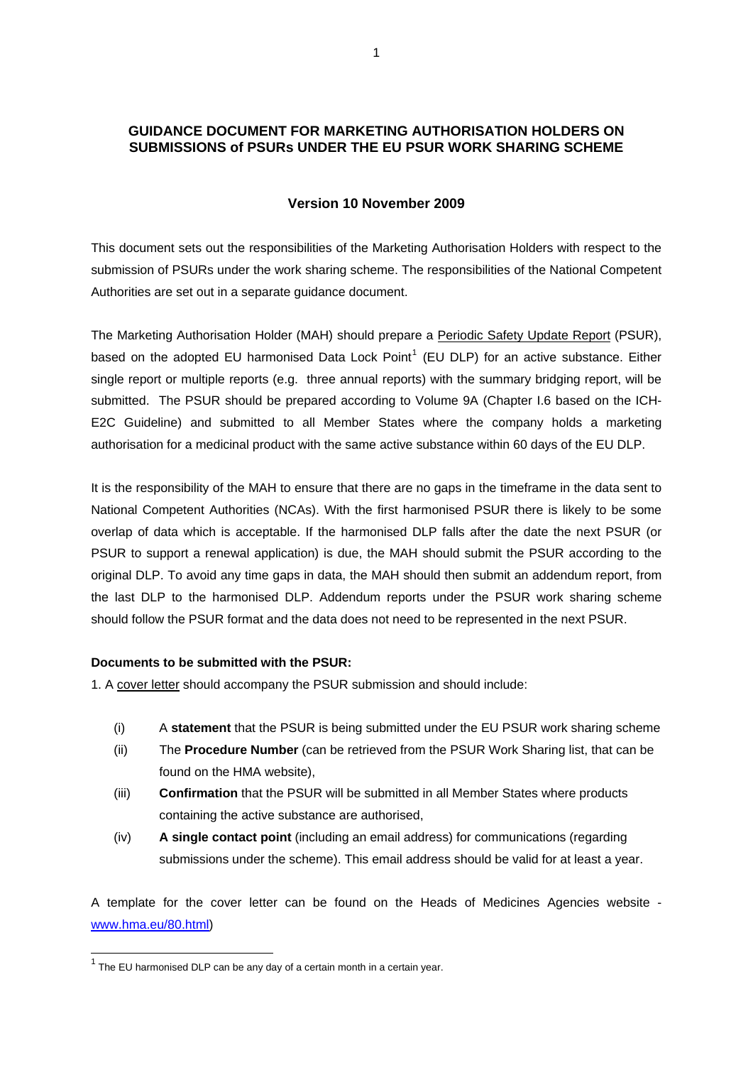## GUIDANCE DOCUMENT FOR MARKETING AUTHORISATION HOLDERS ON SUBMISSIONS of PSURs UNDER THE EU PSUR WORK SHARING SCHEME

### Version 10 November 2009

This document sets out the responsibilities of the Marketing Authorisation Holders with respect to the submission of PSURs under the work sharing scheme. The responsibilities of the National Competent Authorities are set out in a separate guidance document.

The Marketing Authorisation Holder (MAH) should prepare a Periodic Safety Update Report (PSUR), based on the adopted EU harmonised Data Lock Point[1] (EU DLP) for an active substance. Either single report or multiple reports (e.g. three annual reports) with the summary bridging report, will be submitted. The PSUR should be prepared according to Volume 9A (Chapter I.6 based on the ICH-E2C Guideline) and submitted to all Member States where the company holds a marketing authorisation for a medicinal product with the same active substance within 60 days of the EU DLP.

It is the responsibility of the MAH to ensure that there are no gaps in the timeframe in the data sent to National Competent Authorities (NCAs). With the first harmonised PSUR there is likely to be some overlap of data which is acceptable. If the harmonised DLP falls after the date the next PSUR (or PSUR to support a renewal application) is due, the MAH should submit the PSUR according to the original DLP. To avoid any time gaps in data, the MAH should then submit an addendum report, from the last DLP to the harmonised DLP. Addendum reports under the PSUR work sharing scheme should follow the PSUR format and the data does not need to be represented in the next PSUR.

**Documents to be submitted with the PSUR:**

1. A cover letter should accompany the PSUR submission and should include:

- (i) A **statement** that the PSUR is being submitted under the EU PSUR work sharing scheme
- (ii) The **Procedure Number** (can be retrieved from the PSUR Work Sharing list, that can be found on the HMA website),
- (iii) **Confirmation** that the PSUR will be submitted in all Member States where products containing the active substance are authorised,
- (iv) **A single contact point** (including an email address) for communications (regarding submissions under the scheme). This email address should be valid for at least a year.

A template for the cover letter can be found on the Heads of Medicines Agencies website - www.hma.eu/80.html)

[1] The EU harmonised DLP can be any day of a certain month in a certain year.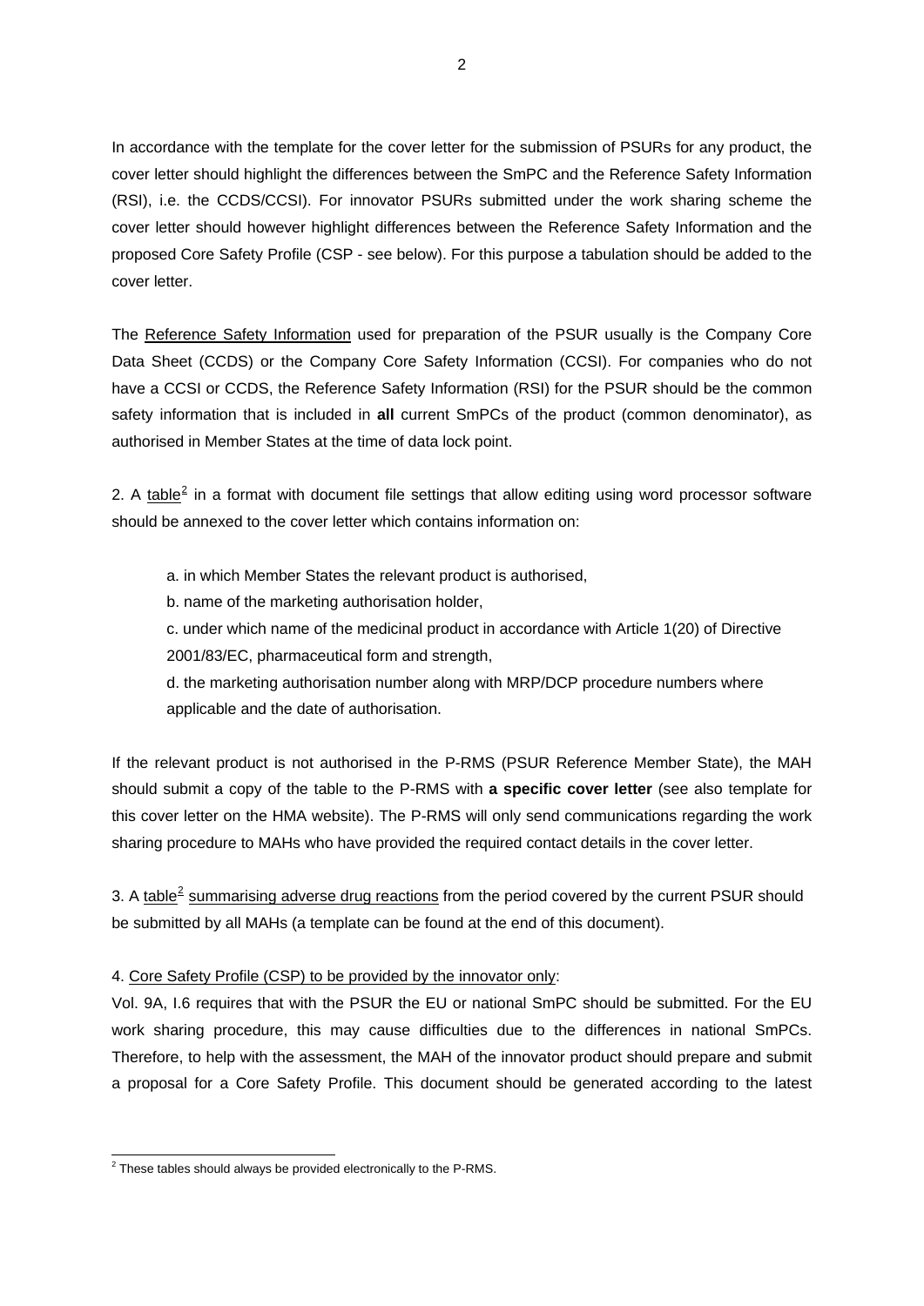In accordance with the template for the cover letter for the submission of PSURs for any product, the cover letter should highlight the differences between the SmPC and the Reference Safety Information (RSI), i.e. the CCDS/CCSI). For innovator PSURs submitted under the work sharing scheme the cover letter should however highlight differences between the Reference Safety Information and the proposed Core Safety Profile (CSP - see below). For this purpose a tabulation should be added to the cover letter.

The Reference Safety Information used for preparation of the PSUR usually is the Company Core Data Sheet (CCDS) or the Company Core Safety Information (CCSI). For companies who do not have a CCSI or CCDS, the Reference Safety Information (RSI) for the PSUR should be the common safety information that is included in **all** current SmPCs of the product (common denominator), as authorised in Member States at the time of data lock point.

2. A table[2] in a format with document file settings that allow editing using word processor software should be annexed to the cover letter which contains information on:

a. in which Member States the relevant product is authorised,

b. name of the marketing authorisation holder,

c. under which name of the medicinal product in accordance with Article 1(20) of Directive 2001/83/EC, pharmaceutical form and strength,

d. the marketing authorisation number along with MRP/DCP procedure numbers where applicable and the date of authorisation.

If the relevant product is not authorised in the P-RMS (PSUR Reference Member State), the MAH should submit a copy of the table to the P-RMS with **a specific cover letter** (see also template for this cover letter on the HMA website). The P-RMS will only send communications regarding the work sharing procedure to MAHs who have provided the required contact details in the cover letter.

3. A table[2] summarising adverse drug reactions from the period covered by the current PSUR should be submitted by all MAHs (a template can be found at the end of this document).

4. Core Safety Profile (CSP) to be provided by the innovator only:

Vol. 9A, I.6 requires that with the PSUR the EU or national SmPC should be submitted. For the EU work sharing procedure, this may cause difficulties due to the differences in national SmPCs. Therefore, to help with the assessment, the MAH of the innovator product should prepare and submit a proposal for a Core Safety Profile. This document should be generated according to the latest

[2] These tables should always be provided electronically to the P-RMS.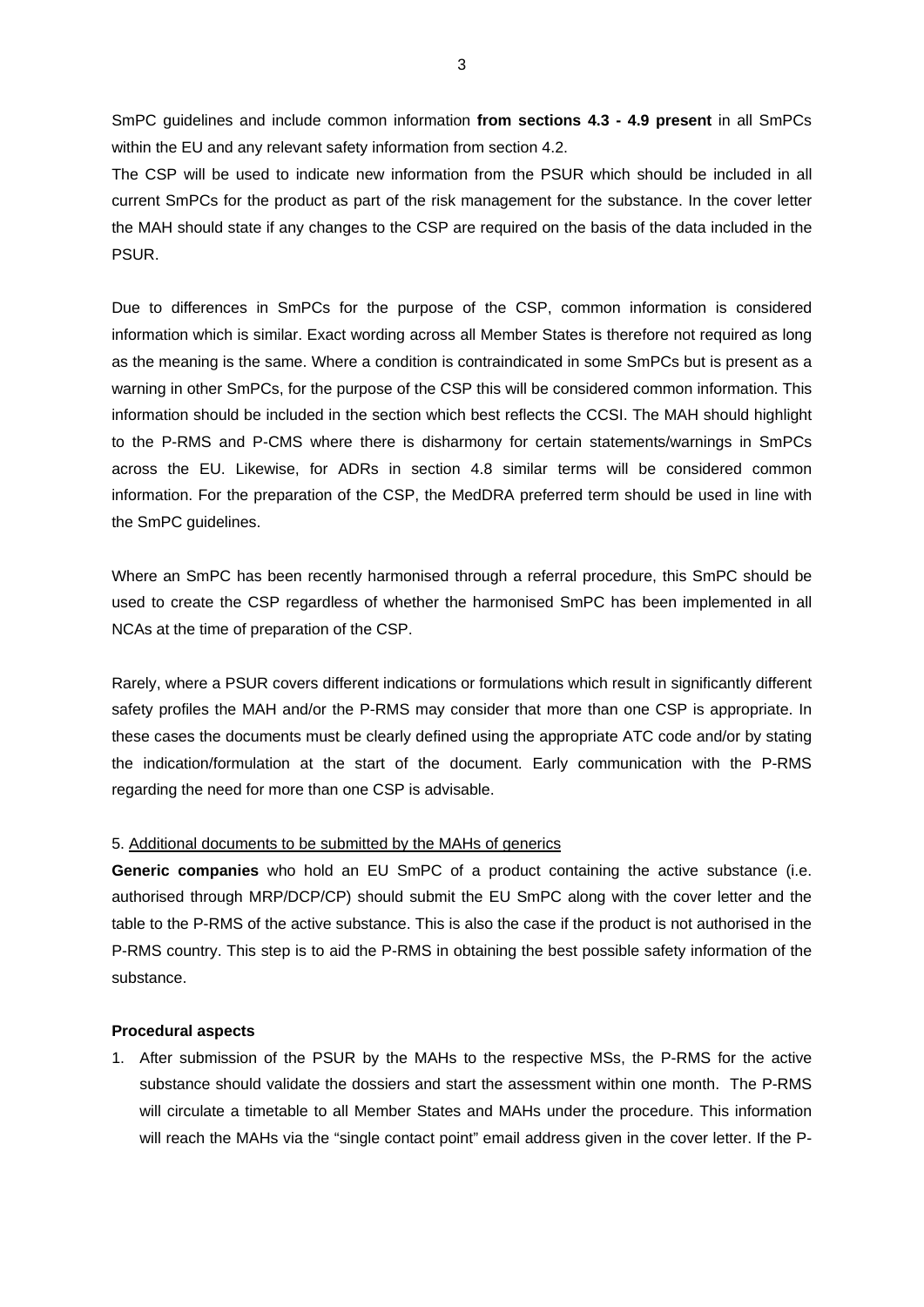SmPC guidelines and include common information **from sections 4.3 - 4.9 present** in all SmPCs within the EU and any relevant safety information from section 4.2.

The CSP will be used to indicate new information from the PSUR which should be included in all current SmPCs for the product as part of the risk management for the substance. In the cover letter the MAH should state if any changes to the CSP are required on the basis of the data included in the PSUR.

Due to differences in SmPCs for the purpose of the CSP, common information is considered information which is similar. Exact wording across all Member States is therefore not required as long as the meaning is the same. Where a condition is contraindicated in some SmPCs but is present as a warning in other SmPCs, for the purpose of the CSP this will be considered common information. This information should be included in the section which best reflects the CCSI. The MAH should highlight to the P-RMS and P-CMS where there is disharmony for certain statements/warnings in SmPCs across the EU. Likewise, for ADRs in section 4.8 similar terms will be considered common information. For the preparation of the CSP, the MedDRA preferred term should be used in line with the SmPC guidelines.

Where an SmPC has been recently harmonised through a referral procedure, this SmPC should be used to create the CSP regardless of whether the harmonised SmPC has been implemented in all NCAs at the time of preparation of the CSP.

Rarely, where a PSUR covers different indications or formulations which result in significantly different safety profiles the MAH and/or the P-RMS may consider that more than one CSP is appropriate. In these cases the documents must be clearly defined using the appropriate ATC code and/or by stating the indication/formulation at the start of the document. Early communication with the P-RMS regarding the need for more than one CSP is advisable.

5. Additional documents to be submitted by the MAHs of generics

**Generic companies** who hold an EU SmPC of a product containing the active substance (i.e. authorised through MRP/DCP/CP) should submit the EU SmPC along with the cover letter and the table to the P-RMS of the active substance. This is also the case if the product is not authorised in the P-RMS country. This step is to aid the P-RMS in obtaining the best possible safety information of the substance.

**Procedural aspects**

1. After submission of the PSUR by the MAHs to the respective MSs, the P-RMS for the active substance should validate the dossiers and start the assessment within one month. The P-RMS will circulate a timetable to all Member States and MAHs under the procedure. This information will reach the MAHs via the "single contact point" email address given in the cover letter. If the P-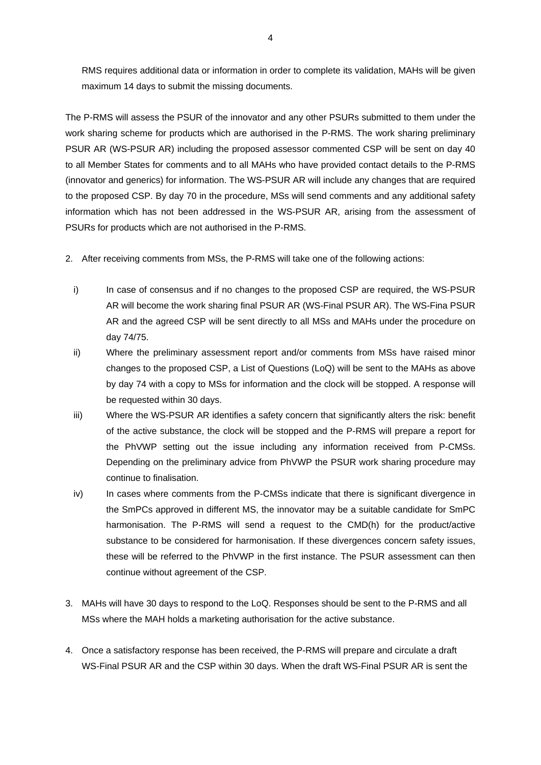RMS requires additional data or information in order to complete its validation, MAHs will be given maximum 14 days to submit the missing documents.

The P-RMS will assess the PSUR of the innovator and any other PSURs submitted to them under the work sharing scheme for products which are authorised in the P-RMS. The work sharing preliminary PSUR AR (WS-PSUR AR) including the proposed assessor commented CSP will be sent on day 40 to all Member States for comments and to all MAHs who have provided contact details to the P-RMS (innovator and generics) for information. The WS-PSUR AR will include any changes that are required to the proposed CSP. By day 70 in the procedure, MSs will send comments and any additional safety information which has not been addressed in the WS-PSUR AR, arising from the assessment of PSURs for products which are not authorised in the P-RMS.

2. After receiving comments from MSs, the P-RMS will take one of the following actions:

   i) In case of consensus and if no changes to the proposed CSP are required, the WS-PSUR AR will become the work sharing final PSUR AR (WS-Final PSUR AR). The WS-Fina PSUR AR and the agreed CSP will be sent directly to all MSs and MAHs under the procedure on day 74/75.

   ii) Where the preliminary assessment report and/or comments from MSs have raised minor changes to the proposed CSP, a List of Questions (LoQ) will be sent to the MAHs as above by day 74 with a copy to MSs for information and the clock will be stopped. A response will be requested within 30 days.

   iii) Where the WS-PSUR AR identifies a safety concern that significantly alters the risk: benefit of the active substance, the clock will be stopped and the P-RMS will prepare a report for the PhVWP setting out the issue including any information received from P-CMSs. Depending on the preliminary advice from PhVWP the PSUR work sharing procedure may continue to finalisation.

   iv) In cases where comments from the P-CMSs indicate that there is significant divergence in the SmPCs approved in different MS, the innovator may be a suitable candidate for SmPC harmonisation. The P-RMS will send a request to the CMD(h) for the product/active substance to be considered for harmonisation. If these divergences concern safety issues, these will be referred to the PhVWP in the first instance. The PSUR assessment can then continue without agreement of the CSP.

3. MAHs will have 30 days to respond to the LoQ. Responses should be sent to the P-RMS and all MSs where the MAH holds a marketing authorisation for the active substance.

4. Once a satisfactory response has been received, the P-RMS will prepare and circulate a draft WS-Final PSUR AR and the CSP within 30 days. When the draft WS-Final PSUR AR is sent the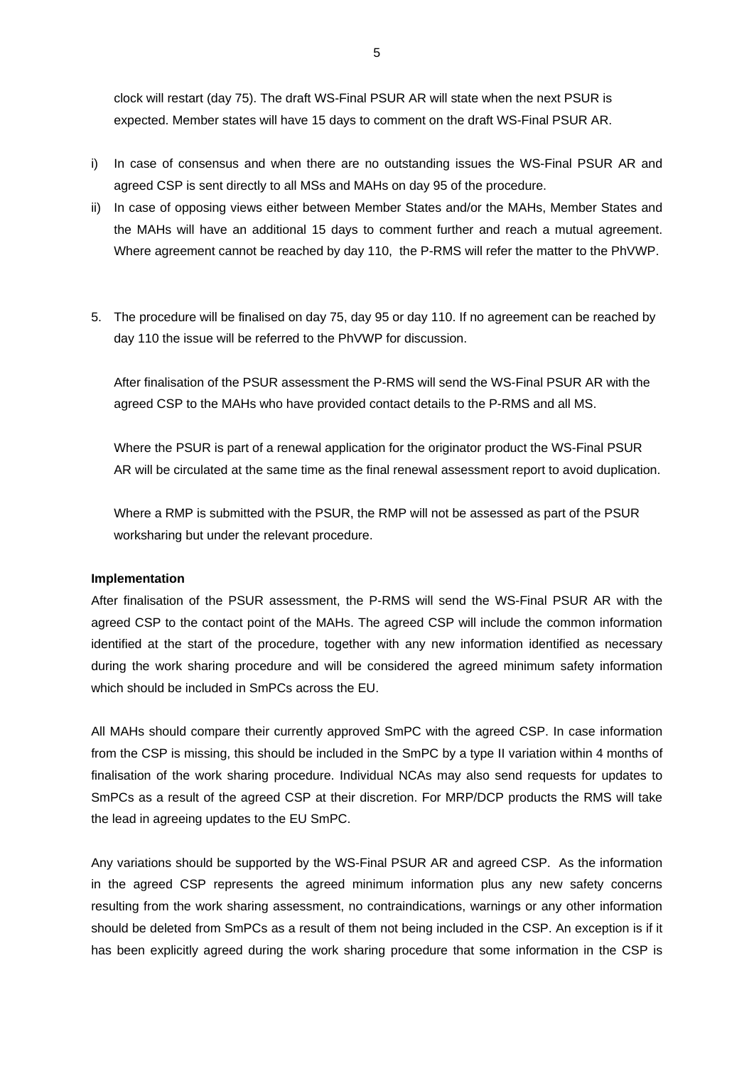clock will restart (day 75). The draft WS-Final PSUR AR will state when the next PSUR is expected. Member states will have 15 days to comment on the draft WS-Final PSUR AR.

i) In case of consensus and when there are no outstanding issues the WS-Final PSUR AR and agreed CSP is sent directly to all MSs and MAHs on day 95 of the procedure.

ii) In case of opposing views either between Member States and/or the MAHs, Member States and the MAHs will have an additional 15 days to comment further and reach a mutual agreement. Where agreement cannot be reached by day 110, the P-RMS will refer the matter to the PhVWP.

5. The procedure will be finalised on day 75, day 95 or day 110. If no agreement can be reached by day 110 the issue will be referred to the PhVWP for discussion.

   After finalisation of the PSUR assessment the P-RMS will send the WS-Final PSUR AR with the agreed CSP to the MAHs who have provided contact details to the P-RMS and all MS.

   Where the PSUR is part of a renewal application for the originator product the WS-Final PSUR AR will be circulated at the same time as the final renewal assessment report to avoid duplication.

   Where a RMP is submitted with the PSUR, the RMP will not be assessed as part of the PSUR worksharing but under the relevant procedure.

**Implementation**

After finalisation of the PSUR assessment, the P-RMS will send the WS-Final PSUR AR with the agreed CSP to the contact point of the MAHs. The agreed CSP will include the common information identified at the start of the procedure, together with any new information identified as necessary during the work sharing procedure and will be considered the agreed minimum safety information which should be included in SmPCs across the EU.

All MAHs should compare their currently approved SmPC with the agreed CSP. In case information from the CSP is missing, this should be included in the SmPC by a type II variation within 4 months of finalisation of the work sharing procedure. Individual NCAs may also send requests for updates to SmPCs as a result of the agreed CSP at their discretion. For MRP/DCP products the RMS will take the lead in agreeing updates to the EU SmPC.

Any variations should be supported by the WS-Final PSUR AR and agreed CSP. As the information in the agreed CSP represents the agreed minimum information plus any new safety concerns resulting from the work sharing assessment, no contraindications, warnings or any other information should be deleted from SmPCs as a result of them not being included in the CSP. An exception is if it has been explicitly agreed during the work sharing procedure that some information in the CSP is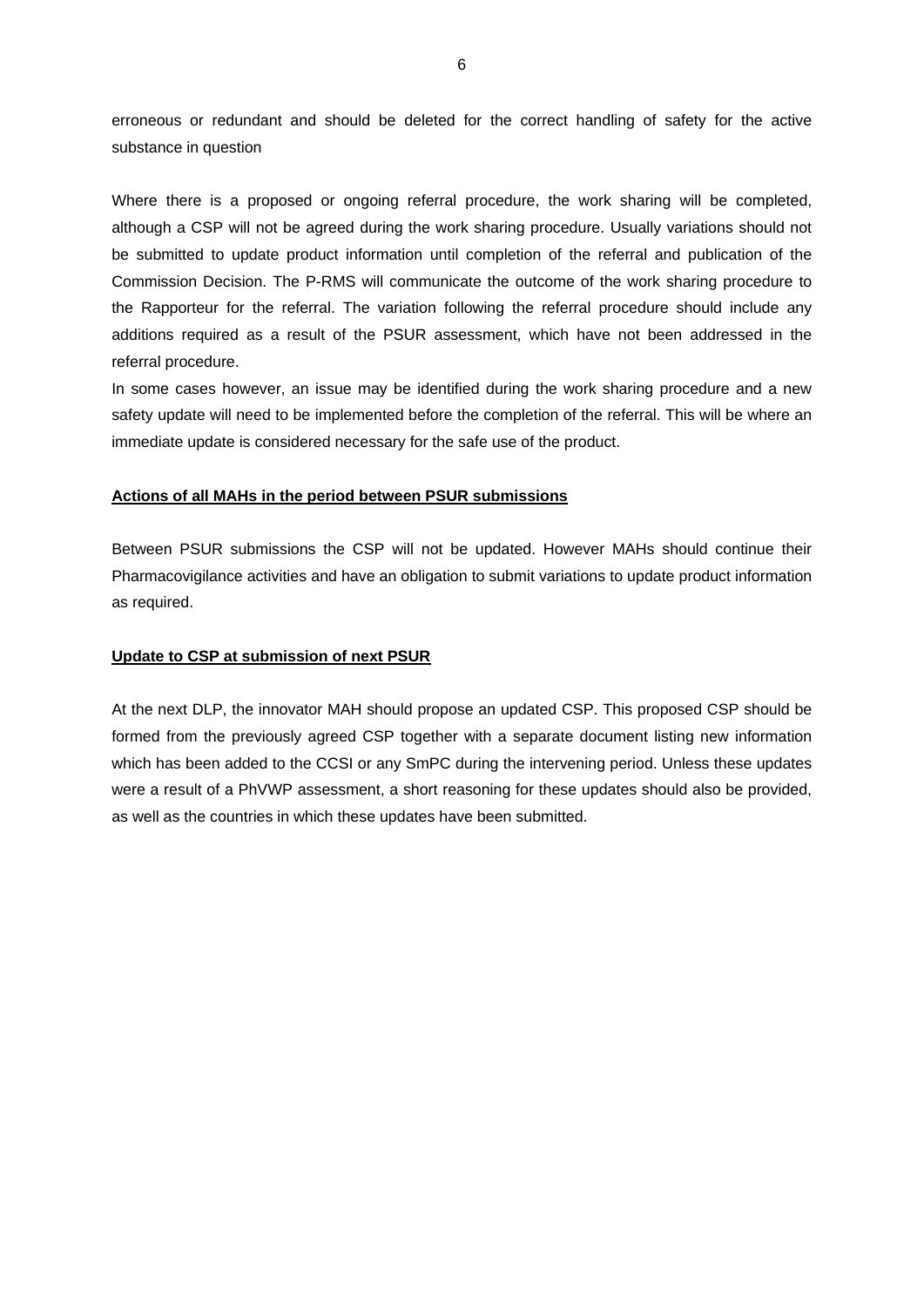erroneous or redundant and should be deleted for the correct handling of safety for the active substance in question

Where there is a proposed or ongoing referral procedure, the work sharing will be completed, although a CSP will not be agreed during the work sharing procedure. Usually variations should not be submitted to update product information until completion of the referral and publication of the Commission Decision. The P-RMS will communicate the outcome of the work sharing procedure to the Rapporteur for the referral. The variation following the referral procedure should include any additions required as a result of the PSUR assessment, which have not been addressed in the referral procedure.
In some cases however, an issue may be identified during the work sharing procedure and a new safety update will need to be implemented before the completion of the referral. This will be where an immediate update is considered necessary for the safe use of the product.

**Actions of all MAHs in the period between PSUR submissions**

Between PSUR submissions the CSP will not be updated. However MAHs should continue their Pharmacovigilance activities and have an obligation to submit variations to update product information as required.

**Update to CSP at submission of next PSUR**

At the next DLP, the innovator MAH should propose an updated CSP. This proposed CSP should be formed from the previously agreed CSP together with a separate document listing new information which has been added to the CCSI or any SmPC during the intervening period. Unless these updates were a result of a PhVWP assessment, a short reasoning for these updates should also be provided, as well as the countries in which these updates have been submitted.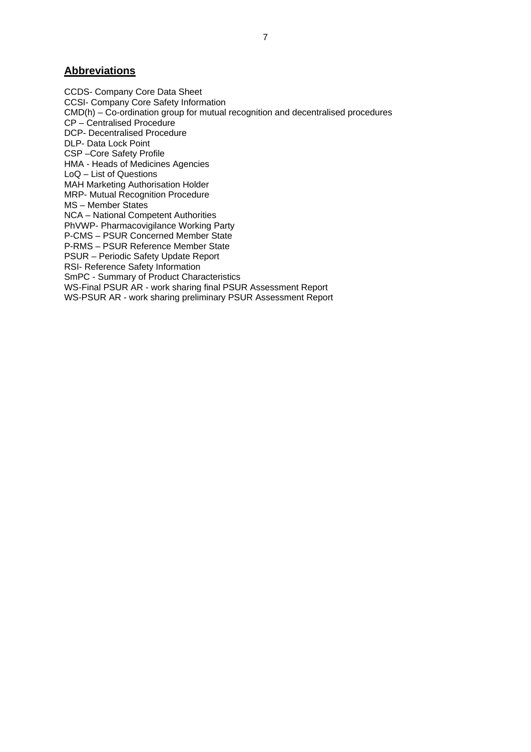## Abbreviations

CCDS- Company Core Data Sheet
CCSI- Company Core Safety Information
CMD(h) – Co-ordination group for mutual recognition and decentralised procedures
CP – Centralised Procedure
DCP- Decentralised Procedure
DLP- Data Lock Point
CSP –Core Safety Profile
HMA - Heads of Medicines Agencies
LoQ – List of Questions
MAH Marketing Authorisation Holder
MRP- Mutual Recognition Procedure
MS – Member States
NCA – National Competent Authorities
PhVWP- Pharmacovigilance Working Party
P-CMS – PSUR Concerned Member State
P-RMS – PSUR Reference Member State
PSUR – Periodic Safety Update Report
RSI- Reference Safety Information
SmPC - Summary of Product Characteristics
WS-Final PSUR AR - work sharing final PSUR Assessment Report
WS-PSUR AR - work sharing preliminary PSUR Assessment Report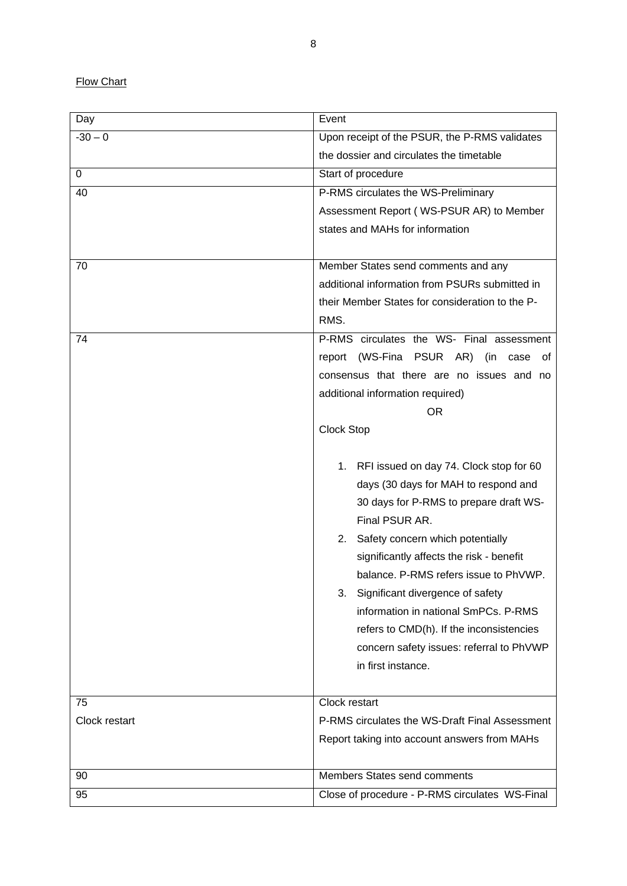<u>Flow Chart</u>

| Day | Event |
| --- | --- |
| -30 – 0 | Upon receipt of the PSUR, the P-RMS validates the dossier and circulates the timetable |
| 0 | Start of procedure |
| 40 | P-RMS circulates the WS-Preliminary Assessment Report ( WS-PSUR AR) to Member states and MAHs for information |
| 70 | Member States send comments and any additional information from PSURs submitted in their Member States for consideration to the P-RMS. |
| 74 | P-RMS circulates the WS- Final assessment report (WS-Fina PSUR AR) (in case of consensus that there are no issues and no additional information required)<br>OR<br>Clock Stop<br>1. RFI issued on day 74. Clock stop for 60 days (30 days for MAH to respond and 30 days for P-RMS to prepare draft WS-Final PSUR AR.<br>2. Safety concern which potentially significantly affects the risk - benefit balance. P-RMS refers issue to PhVWP.<br>3. Significant divergence of safety information in national SmPCs. P-RMS refers to CMD(h). If the inconsistencies concern safety issues: referral to PhVWP in first instance. |
| 75<br>Clock restart | Clock restart<br>P-RMS circulates the WS-Draft Final Assessment Report taking into account answers from MAHs |
| 90 | Members States send comments |
| 95 | Close of procedure - P-RMS circulates WS-Final |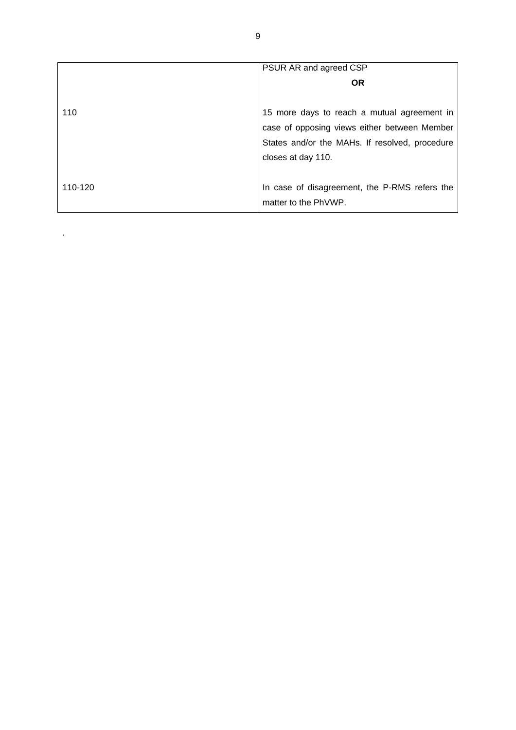| | |
|---|---|
| | PSUR AR and agreed CSP<br>**OR** |
| 110 | 15 more days to reach a mutual agreement in case of opposing views either between Member States and/or the MAHs. If resolved, procedure closes at day 110. |
| 110-120 | In case of disagreement, the P-RMS refers the matter to the PhVWP. |

.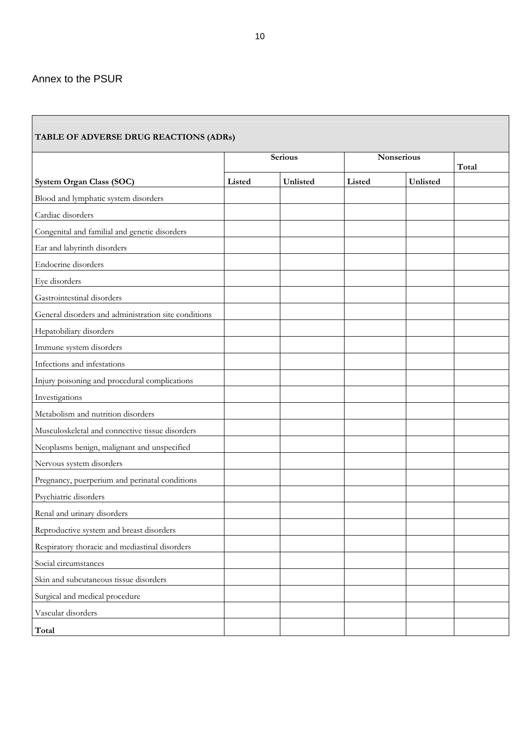Annex to the PSUR

| TABLE OF ADVERSE DRUG REACTIONS (ADRs) | | | | | |
|---|---|---|---|---|---|
| | **Serious** | | **Nonserious** | | **Total** |
| **System Organ Class (SOC)** | **Listed** | **Unlisted** | **Listed** | **Unlisted** | |
| Blood and lymphatic system disorders | | | | | |
| Cardiac disorders | | | | | |
| Congenital and familial and genetic disorders | | | | | |
| Ear and labyrinth disorders | | | | | |
| Endocrine disorders | | | | | |
| Eye disorders | | | | | |
| Gastrointestinal disorders | | | | | |
| General disorders and administration site conditions | | | | | |
| Hepatobiliary disorders | | | | | |
| Immune system disorders | | | | | |
| Infections and infestations | | | | | |
| Injury poisoning and procedural complications | | | | | |
| Investigations | | | | | |
| Metabolism and nutrition disorders | | | | | |
| Musculoskeletal and connective tissue disorders | | | | | |
| Neoplasms benign, malignant and unspecified | | | | | |
| Nervous system disorders | | | | | |
| Pregnancy, puerperium and perinatal conditions | | | | | |
| Psychiatric disorders | | | | | |
| Renal and urinary disorders | | | | | |
| Reproductive system and breast disorders | | | | | |
| Respiratory thoracic and mediastinal disorders | | | | | |
| Social circumstances | | | | | |
| Skin and subcutaneous tissue disorders | | | | | |
| Surgical and medical procedure | | | | | |
| Vascular disorders | | | | | |
| **Total** | | | | | |